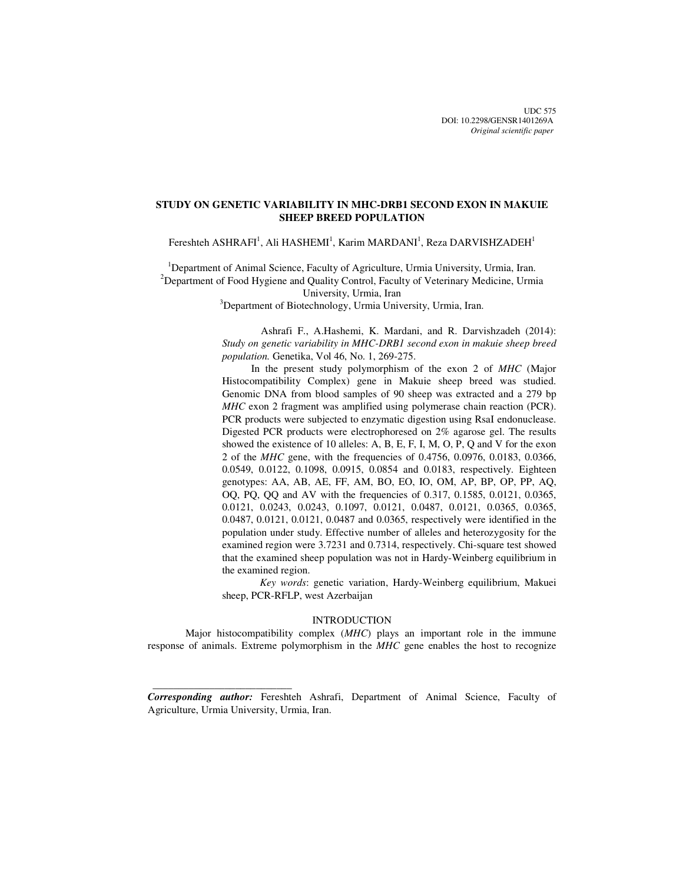UDC 575
DOI: 10.2298/GENSR1401269A
*Original scientific paper*

# STUDY ON GENETIC VARIABILITY IN MHC-DRB1 SECOND EXON IN MAKUIE SHEEP BREED POPULATION

Fereshteh ASHRAFI[1], Ali HASHEMI[1], Karim MARDANI[1], Reza DARVISHZADEH[1]

[1]Department of Animal Science, Faculty of Agriculture, Urmia University, Urmia, Iran.
[2]Department of Food Hygiene and Quality Control, Faculty of Veterinary Medicine, Urmia University, Urmia, Iran
[3]Department of Biotechnology, Urmia University, Urmia, Iran.

Ashrafi F., A.Hashemi, K. Mardani, and R. Darvishzadeh (2014): *Study on genetic variability in MHC-DRB1 second exon in makuie sheep breed population.* Genetika, Vol 46, No. 1, 269-275.

In the present study polymorphism of the exon 2 of *MHC* (Major Histocompatibility Complex) gene in Makuie sheep breed was studied. Genomic DNA from blood samples of 90 sheep was extracted and a 279 bp *MHC* exon 2 fragment was amplified using polymerase chain reaction (PCR). PCR products were subjected to enzymatic digestion using RsaI endonuclease. Digested PCR products were electrophoresed on 2% agarose gel. The results showed the existence of 10 alleles: A, B, E, F, I, M, O, P, Q and V for the exon 2 of the *MHC* gene, with the frequencies of 0.4756, 0.0976, 0.0183, 0.0366, 0.0549, 0.0122, 0.1098, 0.0915, 0.0854 and 0.0183, respectively. Eighteen genotypes: AA, AB, AE, FF, AM, BO, EO, IO, OM, AP, BP, OP, PP, AQ, OQ, PQ, QQ and AV with the frequencies of 0.317, 0.1585, 0.0121, 0.0365, 0.0121, 0.0243, 0.0243, 0.1097, 0.0121, 0.0487, 0.0121, 0.0365, 0.0365, 0.0487, 0.0121, 0.0121, 0.0487 and 0.0365, respectively were identified in the population under study. Effective number of alleles and heterozygosity for the examined region were 3.7231 and 0.7314, respectively. Chi-square test showed that the examined sheep population was not in Hardy-Weinberg equilibrium in the examined region.

*Key words*: genetic variation, Hardy-Weinberg equilibrium, Makuei sheep, PCR-RFLP, west Azerbaijan

## INTRODUCTION

Major histocompatibility complex (*MHC*) plays an important role in the immune response of animals. Extreme polymorphism in the *MHC* gene enables the host to recognize

***Corresponding author:*** Fereshteh Ashrafi, Department of Animal Science, Faculty of Agriculture, Urmia University, Urmia, Iran.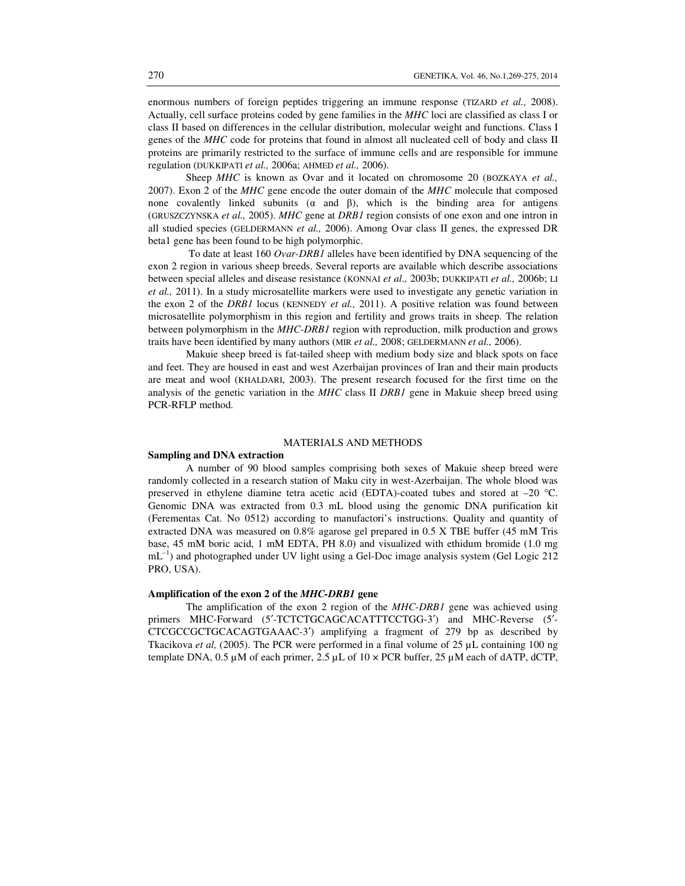enormous numbers of foreign peptides triggering an immune response (TIZARD *et al.,* 2008). Actually, cell surface proteins coded by gene families in the *MHC* loci are classified as class I or class II based on differences in the cellular distribution, molecular weight and functions. Class I genes of the *MHC* code for proteins that found in almost all nucleated cell of body and class II proteins are primarily restricted to the surface of immune cells and are responsible for immune regulation (DUKKIPATI *et al.,* 2006a; AHMED *et al.,* 2006).

Sheep *MHC* is known as Ovar and it located on chromosome 20 (BOZKAYA *et al.,* 2007). Exon 2 of the *MHC* gene encode the outer domain of the *MHC* molecule that composed none covalently linked subunits (α and β), which is the binding area for antigens (GRUSZCZYNSKA *et al.,* 2005). *MHC* gene at *DRB1* region consists of one exon and one intron in all studied species (GELDERMANN *et al.,* 2006). Among Ovar class II genes, the expressed DR beta1 gene has been found to be high polymorphic.

To date at least 160 *Ovar-DRB1* alleles have been identified by DNA sequencing of the exon 2 region in various sheep breeds. Several reports are available which describe associations between special alleles and disease resistance (KONNAI *et al.,* 2003b; DUKKIPATI *et al.,* 2006b; LI *et al.,* 2011). In a study microsatellite markers were used to investigate any genetic variation in the exon 2 of the *DRB1* locus (KENNEDY *et al.,* 2011). A positive relation was found between microsatellite polymorphism in this region and fertility and grows traits in sheep. The relation between polymorphism in the *MHC-DRB1* region with reproduction, milk production and grows traits have been identified by many authors (MIR *et al.,* 2008; GELDERMANN *et al.,* 2006).

Makuie sheep breed is fat-tailed sheep with medium body size and black spots on face and feet. They are housed in east and west Azerbaijan provinces of Iran and their main products are meat and wool (KHALDARI, 2003). The present research focused for the first time on the analysis of the genetic variation in the *MHC* class II *DRB1* gene in Makuie sheep breed using PCR-RFLP method.

## MATERIALS AND METHODS

### Sampling and DNA extraction

A number of 90 blood samples comprising both sexes of Makuie sheep breed were randomly collected in a research station of Maku city in west-Azerbaijan. The whole blood was preserved in ethylene diamine tetra acetic acid (EDTA)-coated tubes and stored at –20 °C. Genomic DNA was extracted from 0.3 mL blood using the genomic DNA purification kit (Ferementas Cat. No 0512) according to manufactori's instructions. Quality and quantity of extracted DNA was measured on 0.8% agarose gel prepared in 0.5 X TBE buffer (45 mM Tris base, 45 mM boric acid, 1 mM EDTA, PH 8.0) and visualized with ethidum bromide (1.0 mg $mL^{-1}$) and photographed under UV light using a Gel-Doc image analysis system (Gel Logic 212 PRO, USA).

### Amplification of the exon 2 of the *MHC-DRB1* gene

The amplification of the exon 2 region of the *MHC-DRB1* gene was achieved using primers MHC-Forward (5′-TCTCTGCAGCACATTTCCTGG-3′) and MHC-Reverse (5′-CTCGCCGCTGCACAGTGAAAC-3′) amplifying a fragment of 279 bp as described by Tkacikova *et al,* (2005). The PCR were performed in a final volume of 25 µL containing 100 ng template DNA, 0.5 µM of each primer, 2.5 µL of 10 × PCR buffer, 25 µM each of dATP, dCTP,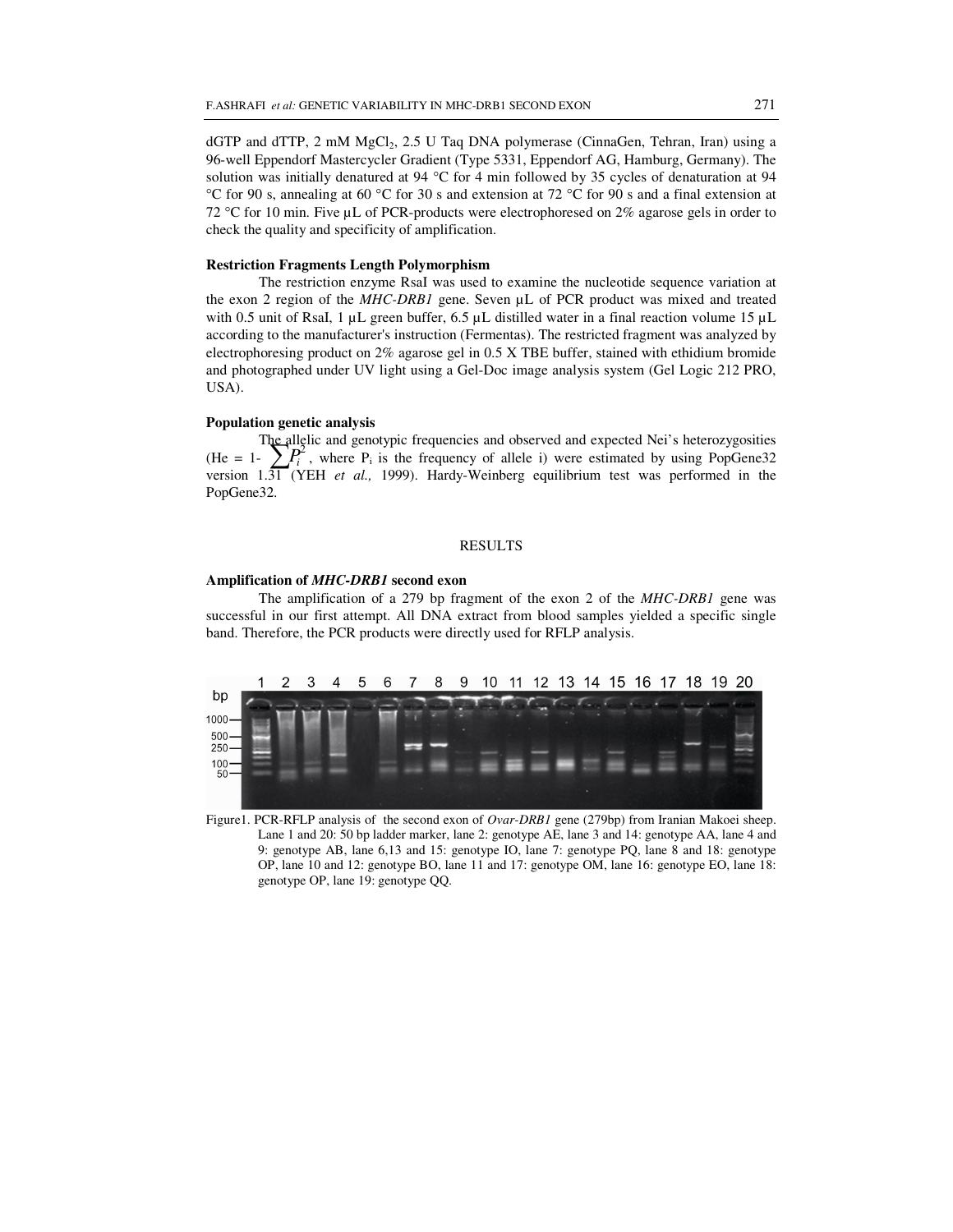dGTP and dTTP, 2 mM $MgCl_2$, 2.5 U Taq DNA polymerase (CinnaGen, Tehran, Iran) using a 96-well Eppendorf Mastercycler Gradient (Type 5331, Eppendorf AG, Hamburg, Germany). The solution was initially denatured at 94 °C for 4 min followed by 35 cycles of denaturation at 94 °C for 90 s, annealing at 60 °C for 30 s and extension at 72 °C for 90 s and a final extension at 72 °C for 10 min. Five µL of PCR-products were electrophoresed on 2% agarose gels in order to check the quality and specificity of amplification.

**Restriction Fragments Length Polymorphism**

The restriction enzyme RsaI was used to examine the nucleotide sequence variation at the exon 2 region of the *MHC-DRB1* gene. Seven µL of PCR product was mixed and treated with 0.5 unit of RsaI, 1 µL green buffer, 6.5 µL distilled water in a final reaction volume 15 µL according to the manufacturer's instruction (Fermentas). The restricted fragment was analyzed by electrophoresing product on 2% agarose gel in 0.5 X TBE buffer, stained with ethidium bromide and photographed under UV light using a Gel-Doc image analysis system (Gel Logic 212 PRO, USA).

**Population genetic analysis**

The allelic and genotypic frequencies and observed and expected Nei's heterozygosities (He = $1-\sum P_i^2$, where $P_i$ is the frequency of allele i) were estimated by using PopGene32 version 1.31 (YEH *et al.,* 1999). Hardy-Weinberg equilibrium test was performed in the PopGene32.

## RESULTS

**Amplification of *MHC-DRB1* second exon**

The amplification of a 279 bp fragment of the exon 2 of the *MHC-DRB1* gene was successful in our first attempt. All DNA extract from blood samples yielded a specific single band. Therefore, the PCR products were directly used for RFLP analysis.

Figure1. PCR-RFLP analysis of the second exon of *Ovar-DRB1* gene (279bp) from Iranian Makoei sheep. Lane 1 and 20: 50 bp ladder marker, lane 2: genotype AE, lane 3 and 14: genotype AA, lane 4 and 9: genotype AB, lane 6,13 and 15: genotype IO, lane 7: genotype PQ, lane 8 and 18: genotype OP, lane 10 and 12: genotype BO, lane 11 and 17: genotype OM, lane 16: genotype EO, lane 18: genotype OP, lane 19: genotype QQ.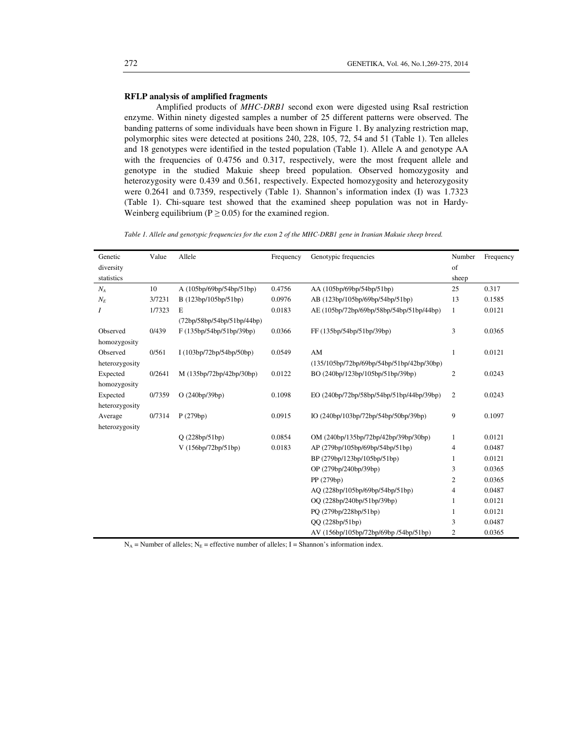**RFLP analysis of amplified fragments**

Amplified products of *MHC-DRB1* second exon were digested using RsaI restriction enzyme. Within ninety digested samples a number of 25 different patterns were observed. The banding patterns of some individuals have been shown in Figure 1. By analyzing restriction map, polymorphic sites were detected at positions 240, 228, 105, 72, 54 and 51 (Table 1). Ten alleles and 18 genotypes were identified in the tested population (Table 1). Allele A and genotype AA with the frequencies of 0.4756 and 0.317, respectively, were the most frequent allele and genotype in the studied Makuie sheep breed population. Observed homozygosity and heterozygosity were 0.439 and 0.561, respectively. Expected homozygosity and heterozygosity were 0.2641 and 0.7359, respectively (Table 1). Shannon's information index (I) was 1.7323 (Table 1). Chi-square test showed that the examined sheep population was not in Hardy-Weinberg equilibrium ($P \geq 0.05$) for the examined region.

*Table 1. Allele and genotypic frequencies for the exon 2 of the MHC-DRB1 gene in Iranian Makuie sheep breed.*

| Genetic diversity statistics | Value | Allele | Frequency | Genotypic frequencies | Number of sheep | Frequency |
|---|---|---|---|---|---|---|
| $N_A$ | 10 | A (105bp/69bp/54bp/51bp) | 0.4756 | AA (105bp/69bp/54bp/51bp) | 25 | 0.317 |
| $N_E$ | 3/7231 | B (123bp/105bp/51bp) | 0.0976 | AB (123bp/105bp/69bp/54bp/51bp) | 13 | 0.1585 |
| $I$ | 1/7323 | E (72bp/58bp/54bp/51bp/44bp) | 0.0183 | AE (105bp/72bp/69bp/58bp/54bp/51bp/44bp) | 1 | 0.0121 |
| Observed homozygosity | 0/439 | F (135bp/54bp/51bp/39bp) | 0.0366 | FF (135bp/54bp/51bp/39bp) | 3 | 0.0365 |
| Observed heterozygosity | 0/561 | I (103bp/72bp/54bp/50bp) | 0.0549 | AM (135/105bp/72bp/69bp/54bp/51bp/42bp/30bp) | 1 | 0.0121 |
| Expected homozygosity | 0/2641 | M (135bp/72bp/42bp/30bp) | 0.0122 | BO (240bp/123bp/105bp/51bp/39bp) | 2 | 0.0243 |
| Expected heterozygosity | 0/7359 | O (240bp/39bp) | 0.1098 | EO (240bp/72bp/58bp/54bp/51bp/44bp/39bp) | 2 | 0.0243 |
| Average heterozygosity | 0/7314 | P (279bp) | 0.0915 | IO (240bp/103bp/72bp/54bp/50bp/39bp) | 9 | 0.1097 |
| | | Q (228bp/51bp) | 0.0854 | OM (240bp/135bp/72bp/42bp/39bp/30bp) | 1 | 0.0121 |
| | | V (156bp/72bp/51bp) | 0.0183 | AP (279bp/105bp/69bp/54bp/51bp) | 4 | 0.0487 |
| | | | | BP (279bp/123bp/105bp/51bp) | 1 | 0.0121 |
| | | | | OP (279bp/240bp/39bp) | 3 | 0.0365 |
| | | | | PP (279bp) | 2 | 0.0365 |
| | | | | AQ (228bp/105bp/69bp/54bp/51bp) | 4 | 0.0487 |
| | | | | OQ (228bp/240bp/51bp/39bp) | 1 | 0.0121 |
| | | | | PQ (279bp/228bp/51bp) | 1 | 0.0121 |
| | | | | QQ (228bp/51bp) | 3 | 0.0487 |
| | | | | AV (156bp/105bp/72bp/69bp /54bp/51bp) | 2 | 0.0365 |

$N_A$ = Number of alleles; $N_E$ = effective number of alleles; I = Shannon's information index.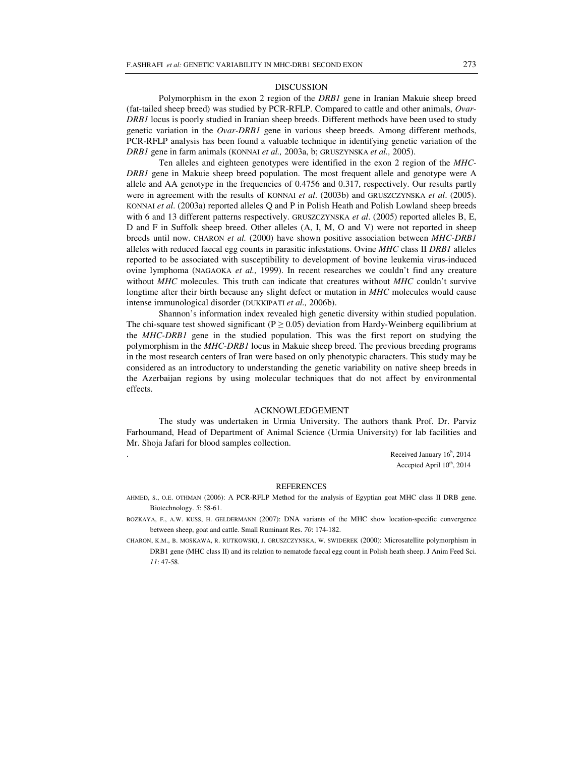## DISCUSSION

Polymorphism in the exon 2 region of the *DRB1* gene in Iranian Makuie sheep breed (fat-tailed sheep breed) was studied by PCR-RFLP. Compared to cattle and other animals, *Ovar-DRB1* locus is poorly studied in Iranian sheep breeds. Different methods have been used to study genetic variation in the *Ovar-DRB1* gene in various sheep breeds. Among different methods, PCR-RFLP analysis has been found a valuable technique in identifying genetic variation of the *DRB1* gene in farm animals (KONNAI *et al.,* 2003a, b; GRUSZYNSKA *et al.,* 2005).

Ten alleles and eighteen genotypes were identified in the exon 2 region of the *MHC-DRB1* gene in Makuie sheep breed population. The most frequent allele and genotype were A allele and AA genotype in the frequencies of 0.4756 and 0.317, respectively. Our results partly were in agreement with the results of KONNAI *et al*. (2003b) and GRUSZCZYNSKA *et al*. (2005). KONNAI *et al*. (2003a) reported alleles Q and P in Polish Heath and Polish Lowland sheep breeds with 6 and 13 different patterns respectively. GRUSZCZYNSKA *et al*. (2005) reported alleles B, E, D and F in Suffolk sheep breed. Other alleles (A, I, M, O and V) were not reported in sheep breeds until now. CHARON *et al.* (2000) have shown positive association between *MHC-DRB1* alleles with reduced faecal egg counts in parasitic infestations. Ovine *MHC* class II *DRB1* alleles reported to be associated with susceptibility to development of bovine leukemia virus-induced ovine lymphoma (NAGAOKA *et al.,* 1999). In recent researches we couldn't find any creature without *MHC* molecules. This truth can indicate that creatures without *MHC* couldn't survive longtime after their birth because any slight defect or mutation in *MHC* molecules would cause intense immunological disorder (DUKKIPATI *et al.,* 2006b).

Shannon's information index revealed high genetic diversity within studied population. The chi-square test showed significant ($P \geq 0.05$) deviation from Hardy-Weinberg equilibrium at the *MHC-DRB1* gene in the studied population. This was the first report on studying the polymorphism in the *MHC-DRB1* locus in Makuie sheep breed. The previous breeding programs in the most research centers of Iran were based on only phenotypic characters. This study may be considered as an introductory to understanding the genetic variability on native sheep breeds in the Azerbaijan regions by using molecular techniques that do not affect by environmental effects.

## ACKNOWLEDGEMENT

The study was undertaken in Urmia University. The authors thank Prof. Dr. Parviz Farhoumand, Head of Department of Animal Science (Urmia University) for lab facilities and Mr. Shoja Jafari for blood samples collection.

Received January 16h, 2014
Accepted April 10th, 2014

## REFERENCES

AHMED, S., O.E. OTHMAN (2006): A PCR-RFLP Method for the analysis of Egyptian goat MHC class II DRB gene. Biotechnology. *5*: 58-61.

BOZKAYA, F., A.W. KUSS, H. GELDERMANN (2007): DNA variants of the MHC show location-specific convergence between sheep, goat and cattle. Small Ruminant Res. *70*: 174-182.

CHARON, K.M., B. MOSKAWA, R. RUTKOWSKI, J. GRUSZCZYNSKA, W. SWIDEREK (2000): Microsatellite polymorphism in DRB1 gene (MHC class II) and its relation to nematode faecal egg count in Polish heath sheep. J Anim Feed Sci. *11*: 47-58.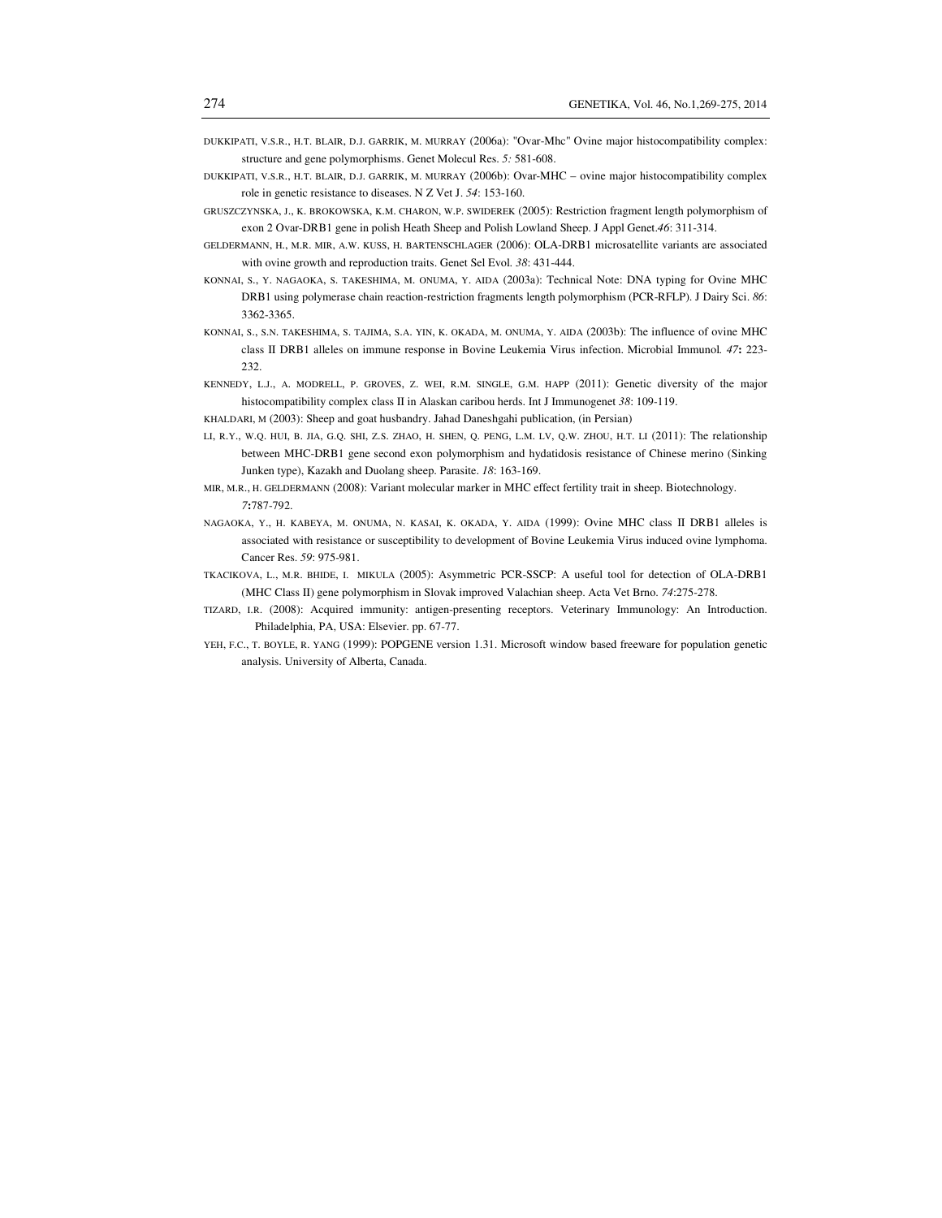DUKKIPATI, V.S.R., H.T. BLAIR, D.J. GARRIK, M. MURRAY (2006a): "Ovar-Mhc" Ovine major histocompatibility complex: structure and gene polymorphisms. Genet Molecul Res. *5:* 581-608.

DUKKIPATI, V.S.R., H.T. BLAIR, D.J. GARRIK, M. MURRAY (2006b): Ovar-MHC – ovine major histocompatibility complex role in genetic resistance to diseases. N Z Vet J. *54*: 153-160.

GRUSZCZYNSKA, J., K. BROKOWSKA, K.M. CHARON, W.P. SWIDEREK (2005): Restriction fragment length polymorphism of exon 2 Ovar-DRB1 gene in polish Heath Sheep and Polish Lowland Sheep. J Appl Genet.*46*: 311-314.

GELDERMANN, H., M.R. MIR, A.W. KUSS, H. BARTENSCHLAGER (2006): OLA-DRB1 microsatellite variants are associated with ovine growth and reproduction traits. Genet Sel Evol. *38*: 431-444.

KONNAI, S., Y. NAGAOKA, S. TAKESHIMA, M. ONUMA, Y. AIDA (2003a): Technical Note: DNA typing for Ovine MHC DRB1 using polymerase chain reaction-restriction fragments length polymorphism (PCR-RFLP). J Dairy Sci. *86*: 3362-3365.

KONNAI, S., S.N. TAKESHIMA, S. TAJIMA, S.A. YIN, K. OKADA, M. ONUMA, Y. AIDA (2003b): The influence of ovine MHC class II DRB1 alleles on immune response in Bovine Leukemia Virus infection. Microbial Immunol*. 47***:** 223-232.

KENNEDY, L.J., A. MODRELL, P. GROVES, Z. WEI, R.M. SINGLE, G.M. HAPP (2011): Genetic diversity of the major histocompatibility complex class II in Alaskan caribou herds. Int J Immunogenet *38*: 109-119.

KHALDARI, M (2003): Sheep and goat husbandry. Jahad Daneshgahi publication, (in Persian)

LI, R.Y., W.Q. HUI, B. JIA, G.Q. SHI, Z.S. ZHAO, H. SHEN, Q. PENG, L.M. LV, Q.W. ZHOU, H.T. LI (2011): The relationship between MHC-DRB1 gene second exon polymorphism and hydatidosis resistance of Chinese merino (Sinking Junken type), Kazakh and Duolang sheep. Parasite. *18*: 163-169.

MIR, M.R., H. GELDERMANN (2008): Variant molecular marker in MHC effect fertility trait in sheep. Biotechnology. *7***:**787-792.

NAGAOKA, Y., H. KABEYA, M. ONUMA, N. KASAI, K. OKADA, Y. AIDA (1999): Ovine MHC class II DRB1 alleles is associated with resistance or susceptibility to development of Bovine Leukemia Virus induced ovine lymphoma. Cancer Res. *59*: 975-981.

TKACIKOVA, L., M.R. BHIDE, I. MIKULA (2005): Asymmetric PCR-SSCP: A useful tool for detection of OLA-DRB1 (MHC Class II) gene polymorphism in Slovak improved Valachian sheep. Acta Vet Brno. *74*:275-278.

TIZARD, I.R. (2008): Acquired immunity: antigen-presenting receptors. Veterinary Immunology: An Introduction. Philadelphia, PA, USA: Elsevier. pp. 67-77.

YEH, F.C., T. BOYLE, R. YANG (1999): POPGENE version 1.31. Microsoft window based freeware for population genetic analysis. University of Alberta, Canada.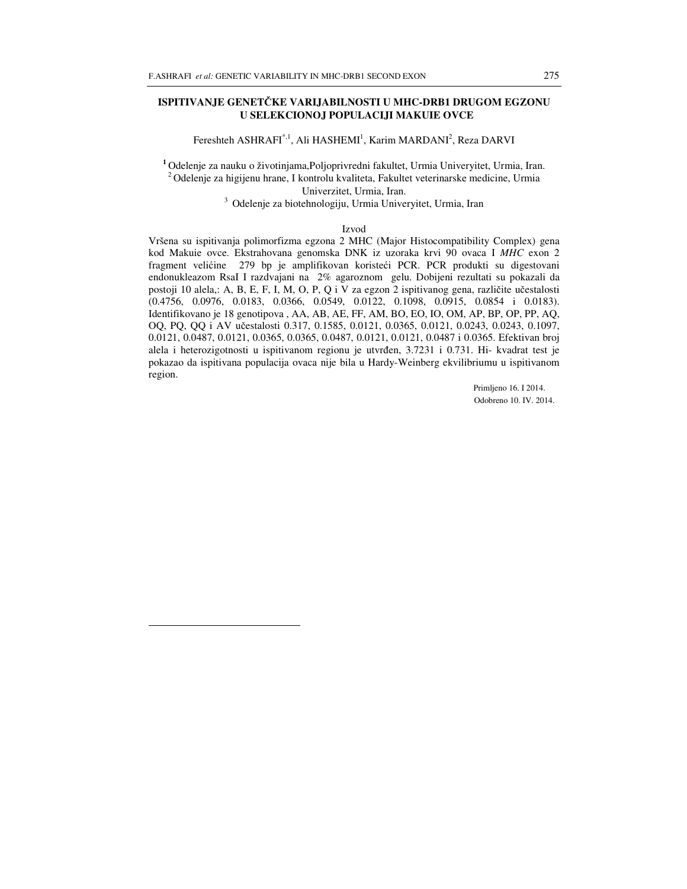# ISPITIVANJE GENETČKE VARIJABILNOSTI U MHC-DRB1 DRUGOM EGZONU U SELEKCIONOJ POPULACIJI MAKUIE OVCE

Fereshteh ASHRAFI[*,1], Ali HASHEMI[1], Karim MARDANI[2], Reza DARVI

[1] Odelenje za nauku o životinjama,Poljoprivredni fakultet, Urmia Univeryitet, Urmia, Iran.
[2] Odelenje za higijenu hrane, I kontrolu kvaliteta, Fakultet veterinarske medicine, Urmia Univerzitet, Urmia, Iran.
[3] Odelenje za biotehnologiju, Urmia Univeryitet, Urmia, Iran

Izvod

Vršena su ispitivanja polimorfizma egzona 2 MHC (Major Histocompatibility Complex) gena kod Makuie ovce. Ekstrahovana genomska DNK iz uzoraka krvi 90 ovaca I *MHC* exon 2 fragment veličine 279 bp je amplifikovan koristeći PCR. PCR produkti su digestovani endonukleazom RsaI I razdvajani na 2% agaroznom gelu. Dobijeni rezultati su pokazali da postoji 10 alela,: A, B, E, F, I, M, O, P, Q i V za egzon 2 ispitivanog gena, različite učestalosti (0.4756, 0.0976, 0.0183, 0.0366, 0.0549, 0.0122, 0.1098, 0.0915, 0.0854 i 0.0183). Identifikovano je 18 genotipova , AA, AB, AE, FF, AM, BO, EO, IO, OM, AP, BP, OP, PP, AQ, OQ, PQ, QQ i AV učestalosti 0.317, 0.1585, 0.0121, 0.0365, 0.0121, 0.0243, 0.0243, 0.1097, 0.0121, 0.0487, 0.0121, 0.0365, 0.0365, 0.0487, 0.0121, 0.0121, 0.0487 i 0.0365. Efektivan broj alela i heterozigotnosti u ispitivanom regionu je utvrđen, 3.7231 i 0.731. Hi- kvadrat test je pokazao da ispitivana populacija ovaca nije bila u Hardy-Weinberg ekvilibriumu u ispitivanom region.

Primljeno 16. I 2014.
Odobreno 10. IV. 2014.